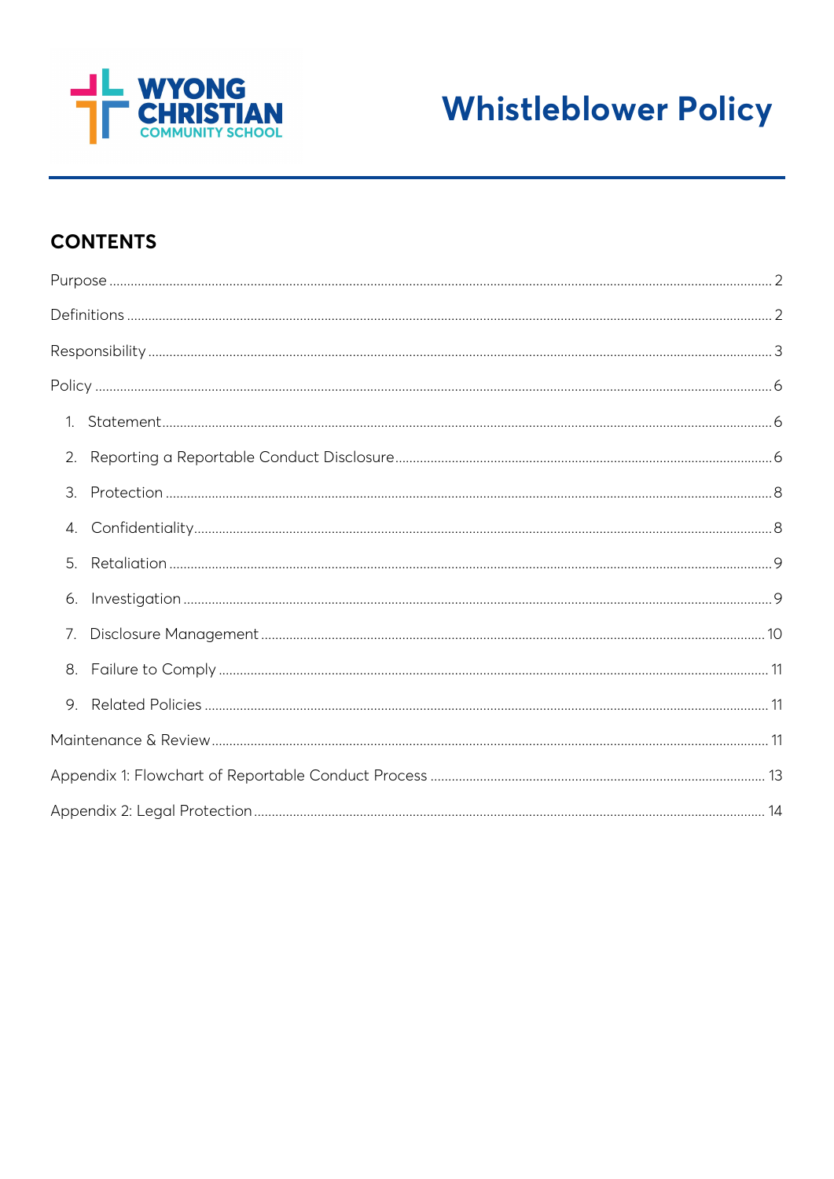WYONG CHRISTIAN COMMUNITY SCHOOL

# Whistleblower Policy

## CONTENTS

Purpose ..... 2

Definitions ..... 2

Responsibility ..... 3

Policy ..... 6

1. Statement ..... 6
2. Reporting a Reportable Conduct Disclosure ..... 6
3. Protection ..... 8
4. Confidentiality ..... 8
5. Retaliation ..... 9
6. Investigation ..... 9
7. Disclosure Management ..... 10
8. Failure to Comply ..... 11
9. Related Policies ..... 11

Maintenance & Review ..... 11

Appendix 1: Flowchart of Reportable Conduct Process ..... 13

Appendix 2: Legal Protection ..... 14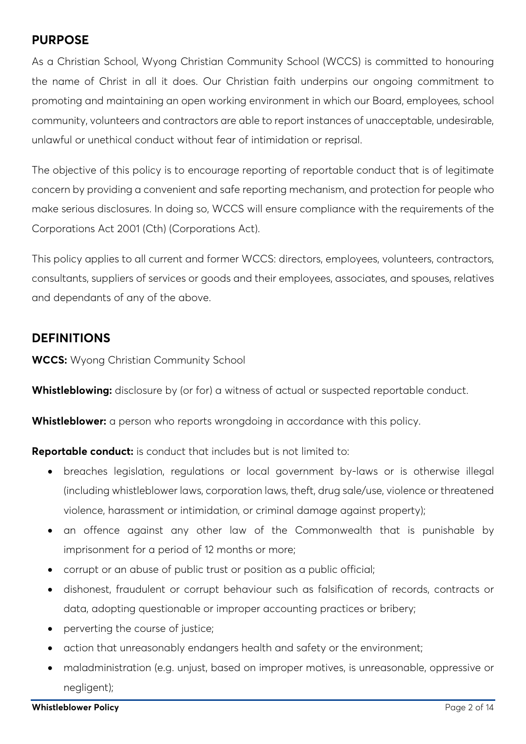## PURPOSE

As a Christian School, Wyong Christian Community School (WCCS) is committed to honouring the name of Christ in all it does. Our Christian faith underpins our ongoing commitment to promoting and maintaining an open working environment in which our Board, employees, school community, volunteers and contractors are able to report instances of unacceptable, undesirable, unlawful or unethical conduct without fear of intimidation or reprisal.

The objective of this policy is to encourage reporting of reportable conduct that is of legitimate concern by providing a convenient and safe reporting mechanism, and protection for people who make serious disclosures. In doing so, WCCS will ensure compliance with the requirements of the Corporations Act 2001 (Cth) (Corporations Act).

This policy applies to all current and former WCCS: directors, employees, volunteers, contractors, consultants, suppliers of services or goods and their employees, associates, and spouses, relatives and dependants of any of the above.

## DEFINITIONS

**WCCS:** Wyong Christian Community School

**Whistleblowing:** disclosure by (or for) a witness of actual or suspected reportable conduct.

**Whistleblower:** a person who reports wrongdoing in accordance with this policy.

**Reportable conduct:** is conduct that includes but is not limited to:

- breaches legislation, regulations or local government by-laws or is otherwise illegal (including whistleblower laws, corporation laws, theft, drug sale/use, violence or threatened violence, harassment or intimidation, or criminal damage against property);
- an offence against any other law of the Commonwealth that is punishable by imprisonment for a period of 12 months or more;
- corrupt or an abuse of public trust or position as a public official;
- dishonest, fraudulent or corrupt behaviour such as falsification of records, contracts or data, adopting questionable or improper accounting practices or bribery;
- perverting the course of justice;
- action that unreasonably endangers health and safety or the environment;
- maladministration (e.g. unjust, based on improper motives, is unreasonable, oppressive or negligent);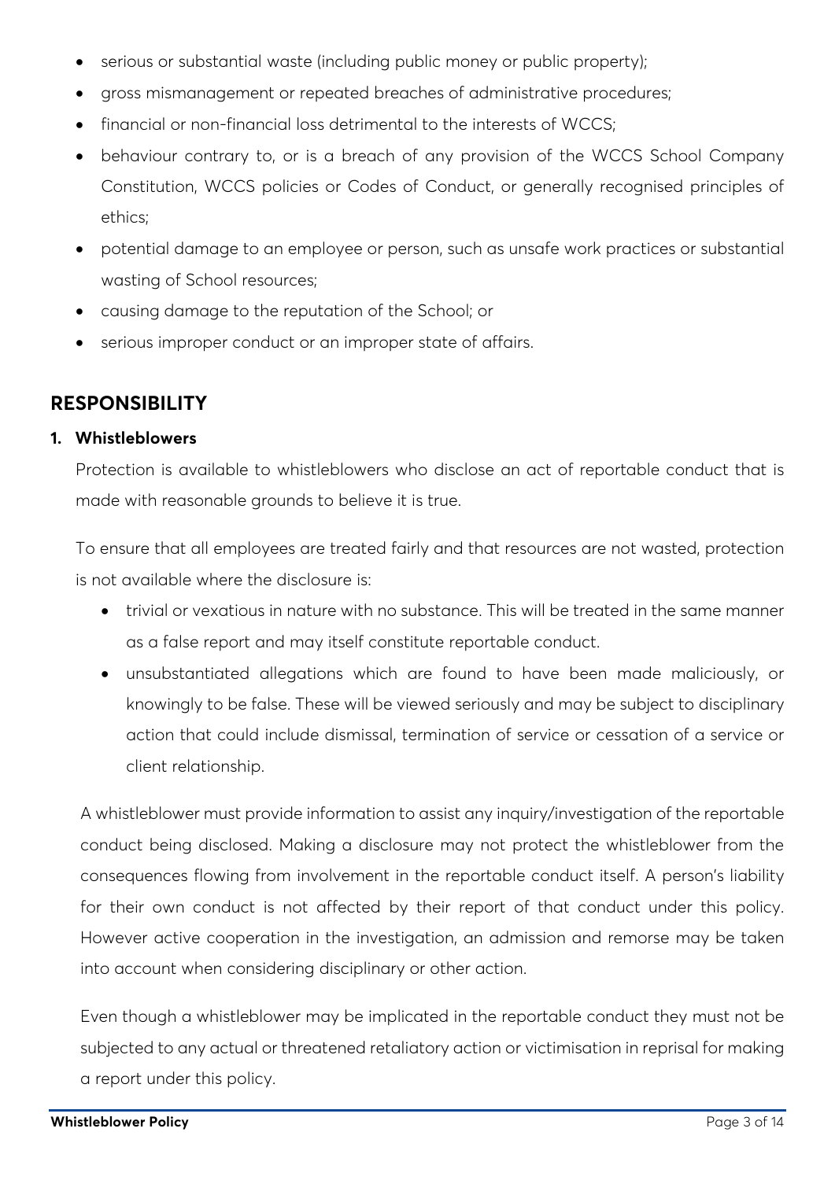- serious or substantial waste (including public money or public property);
- gross mismanagement or repeated breaches of administrative procedures;
- financial or non-financial loss detrimental to the interests of WCCS;
- behaviour contrary to, or is a breach of any provision of the WCCS School Company Constitution, WCCS policies or Codes of Conduct, or generally recognised principles of ethics;
- potential damage to an employee or person, such as unsafe work practices or substantial wasting of School resources;
- causing damage to the reputation of the School; or
- serious improper conduct or an improper state of affairs.

## RESPONSIBILITY

### 1. Whistleblowers

Protection is available to whistleblowers who disclose an act of reportable conduct that is made with reasonable grounds to believe it is true.

To ensure that all employees are treated fairly and that resources are not wasted, protection is not available where the disclosure is:

- trivial or vexatious in nature with no substance. This will be treated in the same manner as a false report and may itself constitute reportable conduct.
- unsubstantiated allegations which are found to have been made maliciously, or knowingly to be false. These will be viewed seriously and may be subject to disciplinary action that could include dismissal, termination of service or cessation of a service or client relationship.

A whistleblower must provide information to assist any inquiry/investigation of the reportable conduct being disclosed. Making a disclosure may not protect the whistleblower from the consequences flowing from involvement in the reportable conduct itself. A person's liability for their own conduct is not affected by their report of that conduct under this policy. However active cooperation in the investigation, an admission and remorse may be taken into account when considering disciplinary or other action.

Even though a whistleblower may be implicated in the reportable conduct they must not be subjected to any actual or threatened retaliatory action or victimisation in reprisal for making a report under this policy.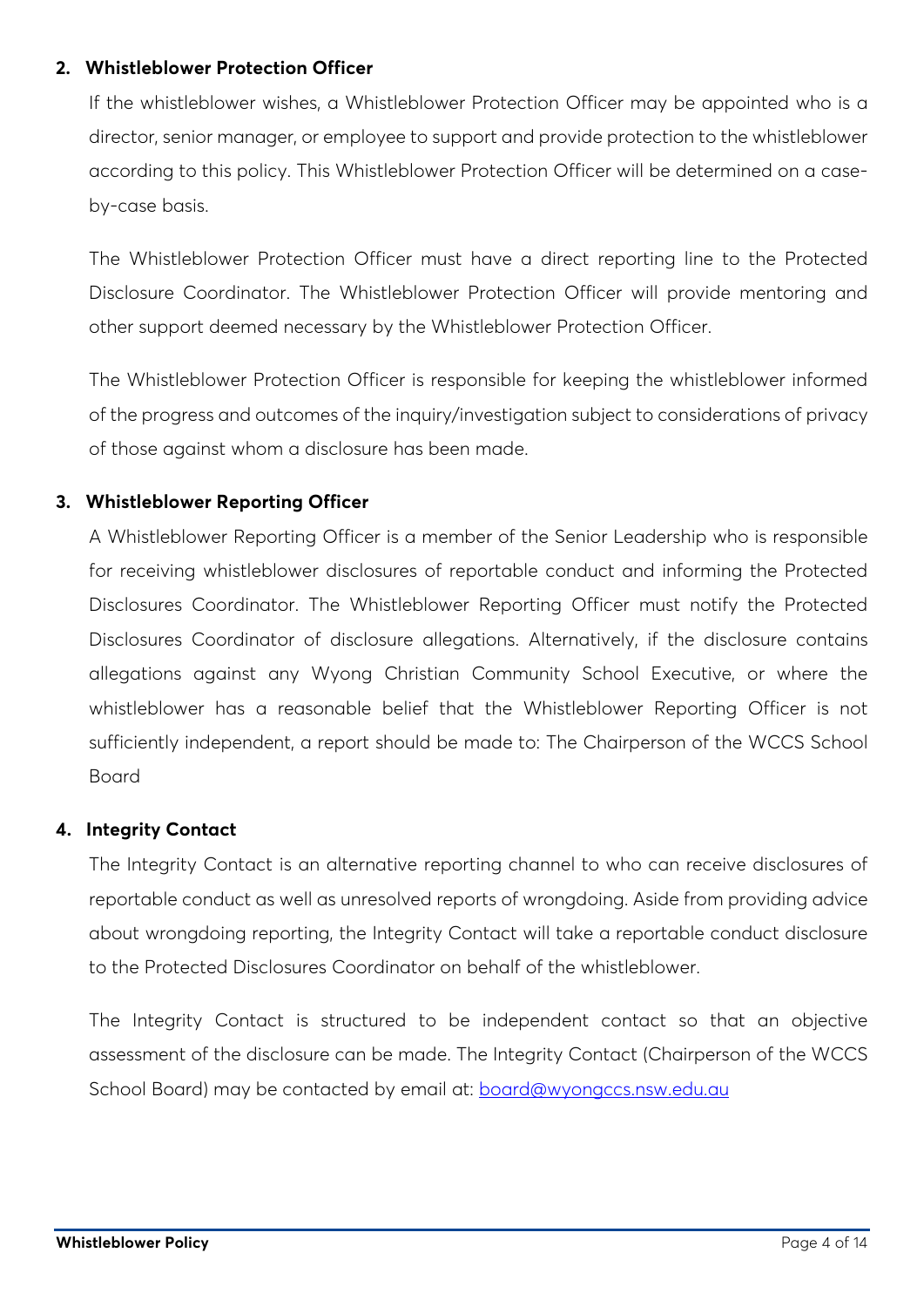**2. Whistleblower Protection Officer**

If the whistleblower wishes, a Whistleblower Protection Officer may be appointed who is a director, senior manager, or employee to support and provide protection to the whistleblower according to this policy. This Whistleblower Protection Officer will be determined on a case-by-case basis.

The Whistleblower Protection Officer must have a direct reporting line to the Protected Disclosure Coordinator. The Whistleblower Protection Officer will provide mentoring and other support deemed necessary by the Whistleblower Protection Officer.

The Whistleblower Protection Officer is responsible for keeping the whistleblower informed of the progress and outcomes of the inquiry/investigation subject to considerations of privacy of those against whom a disclosure has been made.

**3. Whistleblower Reporting Officer**

A Whistleblower Reporting Officer is a member of the Senior Leadership who is responsible for receiving whistleblower disclosures of reportable conduct and informing the Protected Disclosures Coordinator. The Whistleblower Reporting Officer must notify the Protected Disclosures Coordinator of disclosure allegations. Alternatively, if the disclosure contains allegations against any Wyong Christian Community School Executive, or where the whistleblower has a reasonable belief that the Whistleblower Reporting Officer is not sufficiently independent, a report should be made to: The Chairperson of the WCCS School Board

**4. Integrity Contact**

The Integrity Contact is an alternative reporting channel to who can receive disclosures of reportable conduct as well as unresolved reports of wrongdoing. Aside from providing advice about wrongdoing reporting, the Integrity Contact will take a reportable conduct disclosure to the Protected Disclosures Coordinator on behalf of the whistleblower.

The Integrity Contact is structured to be independent contact so that an objective assessment of the disclosure can be made. The Integrity Contact (Chairperson of the WCCS School Board) may be contacted by email at: [board@wyongccs.nsw.edu.au](mailto:board@wyongccs.nsw.edu.au)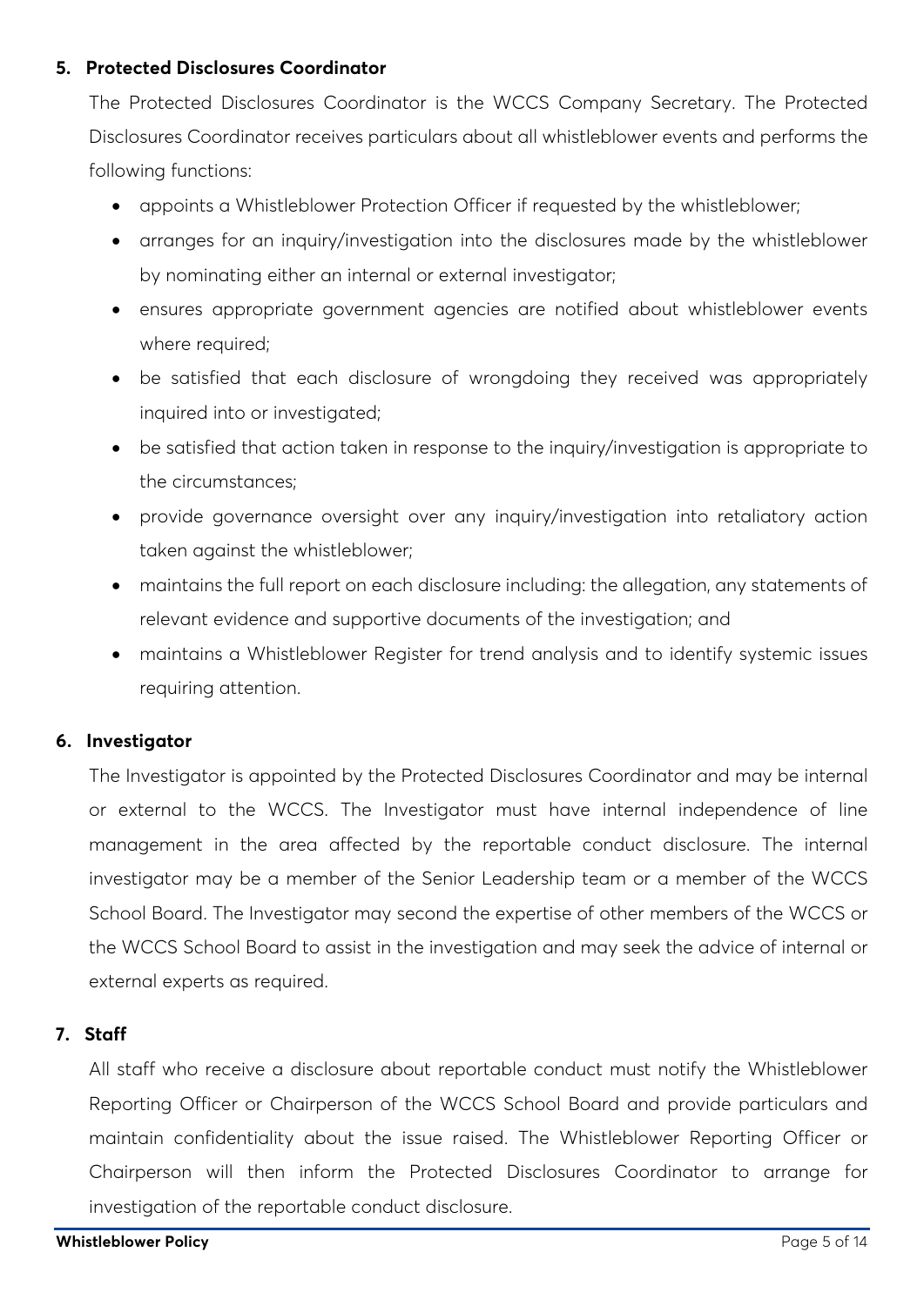## 5. Protected Disclosures Coordinator

The Protected Disclosures Coordinator is the WCCS Company Secretary. The Protected Disclosures Coordinator receives particulars about all whistleblower events and performs the following functions:

- appoints a Whistleblower Protection Officer if requested by the whistleblower;
- arranges for an inquiry/investigation into the disclosures made by the whistleblower by nominating either an internal or external investigator;
- ensures appropriate government agencies are notified about whistleblower events where required;
- be satisfied that each disclosure of wrongdoing they received was appropriately inquired into or investigated;
- be satisfied that action taken in response to the inquiry/investigation is appropriate to the circumstances;
- provide governance oversight over any inquiry/investigation into retaliatory action taken against the whistleblower;
- maintains the full report on each disclosure including: the allegation, any statements of relevant evidence and supportive documents of the investigation; and
- maintains a Whistleblower Register for trend analysis and to identify systemic issues requiring attention.

## 6. Investigator

The Investigator is appointed by the Protected Disclosures Coordinator and may be internal or external to the WCCS. The Investigator must have internal independence of line management in the area affected by the reportable conduct disclosure. The internal investigator may be a member of the Senior Leadership team or a member of the WCCS School Board. The Investigator may second the expertise of other members of the WCCS or the WCCS School Board to assist in the investigation and may seek the advice of internal or external experts as required.

## 7. Staff

All staff who receive a disclosure about reportable conduct must notify the Whistleblower Reporting Officer or Chairperson of the WCCS School Board and provide particulars and maintain confidentiality about the issue raised. The Whistleblower Reporting Officer or Chairperson will then inform the Protected Disclosures Coordinator to arrange for investigation of the reportable conduct disclosure.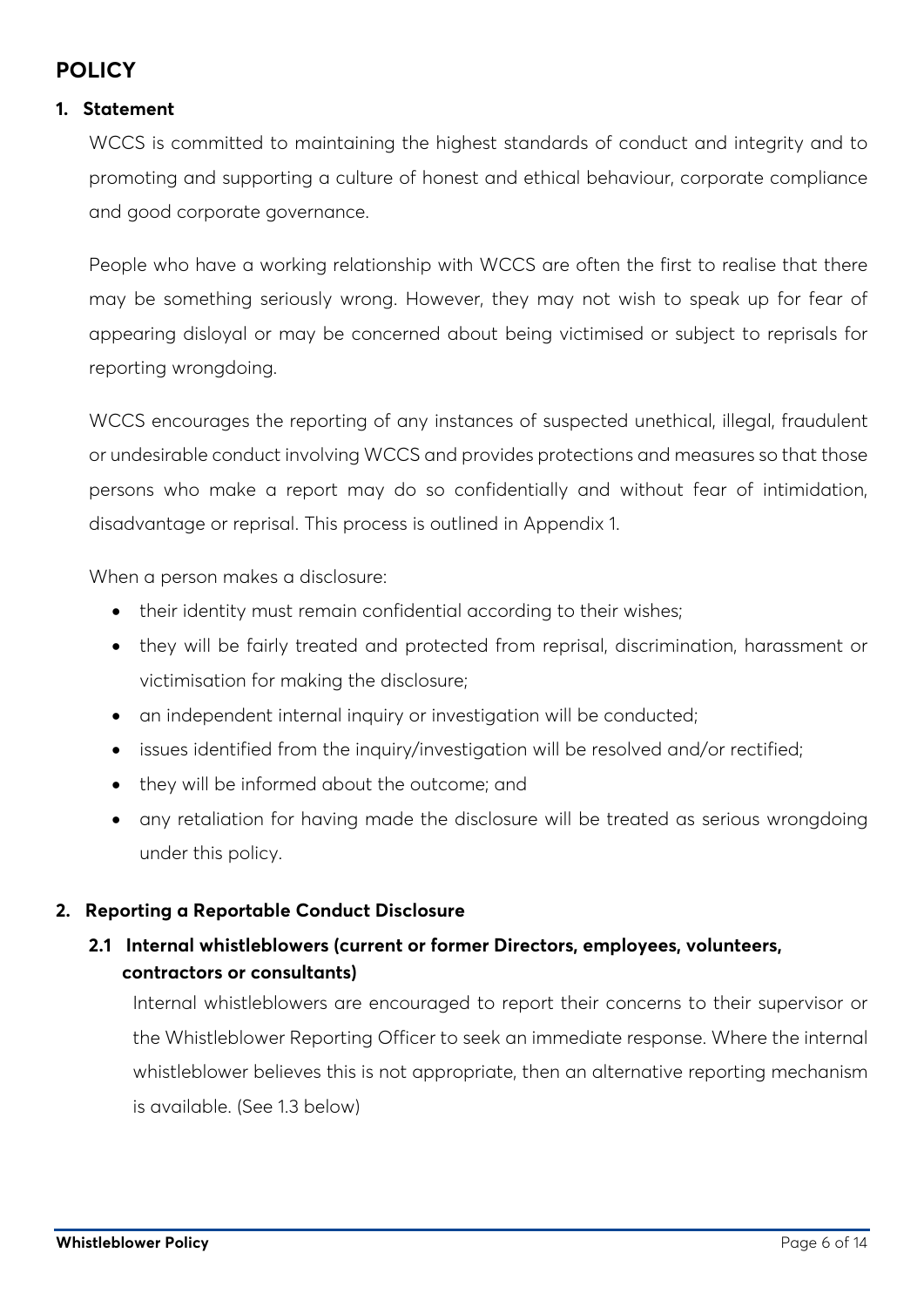# POLICY

## 1. Statement

WCCS is committed to maintaining the highest standards of conduct and integrity and to promoting and supporting a culture of honest and ethical behaviour, corporate compliance and good corporate governance.

People who have a working relationship with WCCS are often the first to realise that there may be something seriously wrong. However, they may not wish to speak up for fear of appearing disloyal or may be concerned about being victimised or subject to reprisals for reporting wrongdoing.

WCCS encourages the reporting of any instances of suspected unethical, illegal, fraudulent or undesirable conduct involving WCCS and provides protections and measures so that those persons who make a report may do so confidentially and without fear of intimidation, disadvantage or reprisal. This process is outlined in Appendix 1.

When a person makes a disclosure:

- their identity must remain confidential according to their wishes;
- they will be fairly treated and protected from reprisal, discrimination, harassment or victimisation for making the disclosure;
- an independent internal inquiry or investigation will be conducted;
- issues identified from the inquiry/investigation will be resolved and/or rectified;
- they will be informed about the outcome; and
- any retaliation for having made the disclosure will be treated as serious wrongdoing under this policy.

## 2. Reporting a Reportable Conduct Disclosure

### 2.1 Internal whistleblowers (current or former Directors, employees, volunteers, contractors or consultants)

Internal whistleblowers are encouraged to report their concerns to their supervisor or the Whistleblower Reporting Officer to seek an immediate response. Where the internal whistleblower believes this is not appropriate, then an alternative reporting mechanism is available. (See 1.3 below)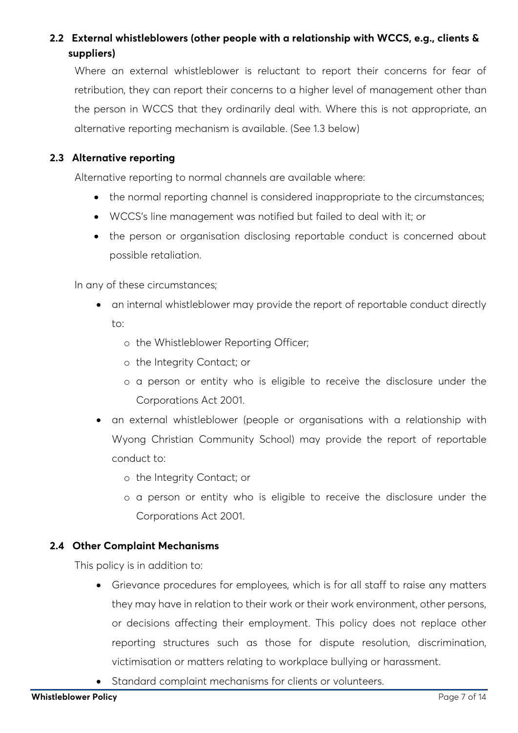## 2.2 External whistleblowers (other people with a relationship with WCCS, e.g., clients & suppliers)

Where an external whistleblower is reluctant to report their concerns for fear of retribution, they can report their concerns to a higher level of management other than the person in WCCS that they ordinarily deal with. Where this is not appropriate, an alternative reporting mechanism is available. (See 1.3 below)

## 2.3 Alternative reporting

Alternative reporting to normal channels are available where:

- the normal reporting channel is considered inappropriate to the circumstances;
- WCCS's line management was notified but failed to deal with it; or
- the person or organisation disclosing reportable conduct is concerned about possible retaliation.

In any of these circumstances;

- an internal whistleblower may provide the report of reportable conduct directly to:
  - the Whistleblower Reporting Officer;
  - the Integrity Contact; or
  - a person or entity who is eligible to receive the disclosure under the Corporations Act 2001.
- an external whistleblower (people or organisations with a relationship with Wyong Christian Community School) may provide the report of reportable conduct to:
  - the Integrity Contact; or
  - a person or entity who is eligible to receive the disclosure under the Corporations Act 2001.

## 2.4 Other Complaint Mechanisms

This policy is in addition to:

- Grievance procedures for employees, which is for all staff to raise any matters they may have in relation to their work or their work environment, other persons, or decisions affecting their employment. This policy does not replace other reporting structures such as those for dispute resolution, discrimination, victimisation or matters relating to workplace bullying or harassment.
- Standard complaint mechanisms for clients or volunteers.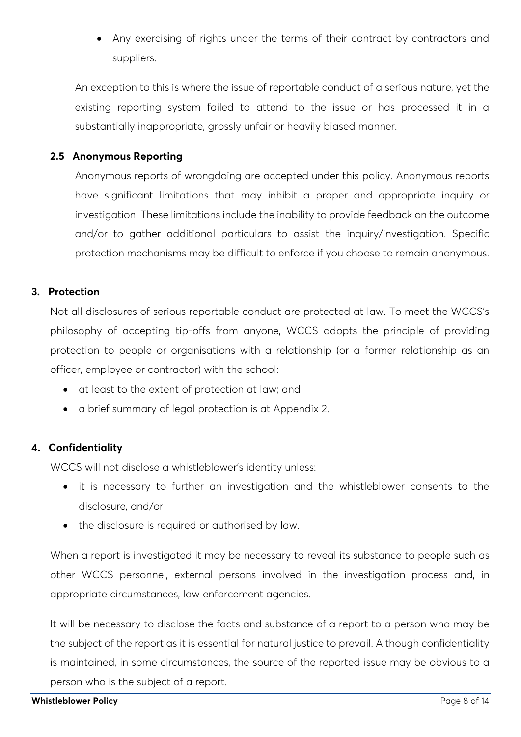- Any exercising of rights under the terms of their contract by contractors and suppliers.

An exception to this is where the issue of reportable conduct of a serious nature, yet the existing reporting system failed to attend to the issue or has processed it in a substantially inappropriate, grossly unfair or heavily biased manner.

### 2.5 Anonymous Reporting

Anonymous reports of wrongdoing are accepted under this policy. Anonymous reports have significant limitations that may inhibit a proper and appropriate inquiry or investigation. These limitations include the inability to provide feedback on the outcome and/or to gather additional particulars to assist the inquiry/investigation. Specific protection mechanisms may be difficult to enforce if you choose to remain anonymous.

## 3. Protection

Not all disclosures of serious reportable conduct are protected at law. To meet the WCCS's philosophy of accepting tip-offs from anyone, WCCS adopts the principle of providing protection to people or organisations with a relationship (or a former relationship as an officer, employee or contractor) with the school:

- at least to the extent of protection at law; and
- a brief summary of legal protection is at Appendix 2.

## 4. Confidentiality

WCCS will not disclose a whistleblower's identity unless:

- it is necessary to further an investigation and the whistleblower consents to the disclosure, and/or
- the disclosure is required or authorised by law.

When a report is investigated it may be necessary to reveal its substance to people such as other WCCS personnel, external persons involved in the investigation process and, in appropriate circumstances, law enforcement agencies.

It will be necessary to disclose the facts and substance of a report to a person who may be the subject of the report as it is essential for natural justice to prevail. Although confidentiality is maintained, in some circumstances, the source of the reported issue may be obvious to a person who is the subject of a report.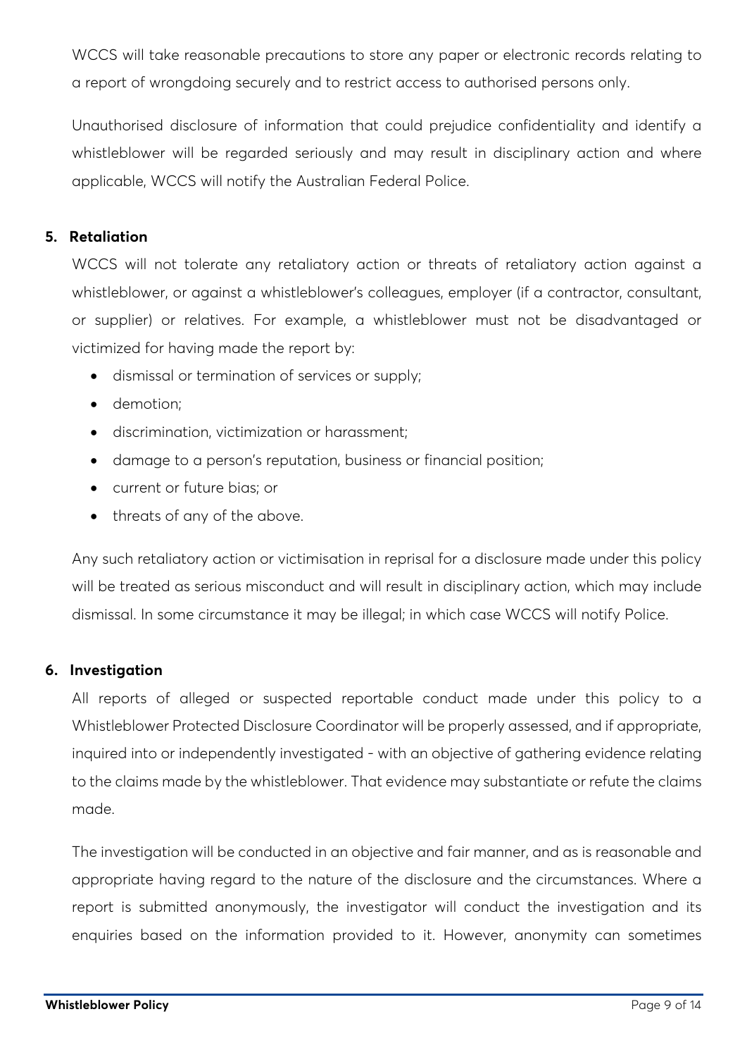WCCS will take reasonable precautions to store any paper or electronic records relating to a report of wrongdoing securely and to restrict access to authorised persons only.

Unauthorised disclosure of information that could prejudice confidentiality and identify a whistleblower will be regarded seriously and may result in disciplinary action and where applicable, WCCS will notify the Australian Federal Police.

## 5. Retaliation

WCCS will not tolerate any retaliatory action or threats of retaliatory action against a whistleblower, or against a whistleblower's colleagues, employer (if a contractor, consultant, or supplier) or relatives. For example, a whistleblower must not be disadvantaged or victimized for having made the report by:

- dismissal or termination of services or supply;
- demotion;
- discrimination, victimization or harassment;
- damage to a person's reputation, business or financial position;
- current or future bias; or
- threats of any of the above.

Any such retaliatory action or victimisation in reprisal for a disclosure made under this policy will be treated as serious misconduct and will result in disciplinary action, which may include dismissal. In some circumstance it may be illegal; in which case WCCS will notify Police.

## 6. Investigation

All reports of alleged or suspected reportable conduct made under this policy to a Whistleblower Protected Disclosure Coordinator will be properly assessed, and if appropriate, inquired into or independently investigated - with an objective of gathering evidence relating to the claims made by the whistleblower. That evidence may substantiate or refute the claims made.

The investigation will be conducted in an objective and fair manner, and as is reasonable and appropriate having regard to the nature of the disclosure and the circumstances. Where a report is submitted anonymously, the investigator will conduct the investigation and its enquiries based on the information provided to it. However, anonymity can sometimes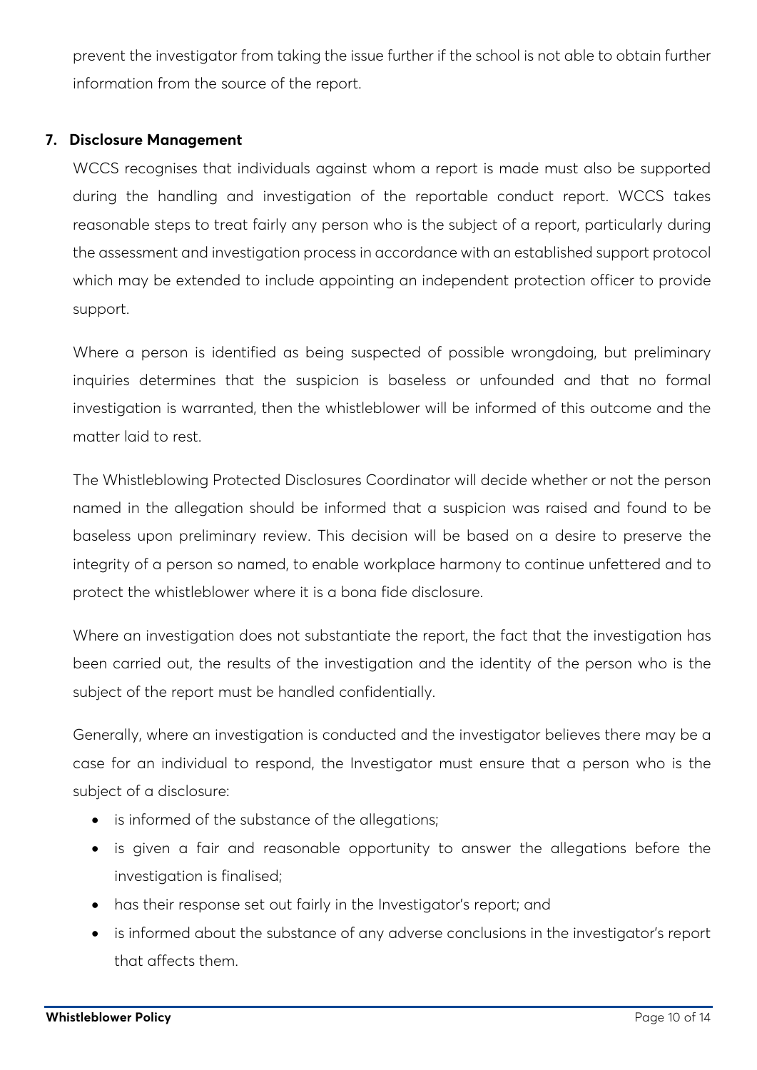prevent the investigator from taking the issue further if the school is not able to obtain further information from the source of the report.

## 7. Disclosure Management

WCCS recognises that individuals against whom a report is made must also be supported during the handling and investigation of the reportable conduct report. WCCS takes reasonable steps to treat fairly any person who is the subject of a report, particularly during the assessment and investigation process in accordance with an established support protocol which may be extended to include appointing an independent protection officer to provide support.

Where a person is identified as being suspected of possible wrongdoing, but preliminary inquiries determines that the suspicion is baseless or unfounded and that no formal investigation is warranted, then the whistleblower will be informed of this outcome and the matter laid to rest.

The Whistleblowing Protected Disclosures Coordinator will decide whether or not the person named in the allegation should be informed that a suspicion was raised and found to be baseless upon preliminary review. This decision will be based on a desire to preserve the integrity of a person so named, to enable workplace harmony to continue unfettered and to protect the whistleblower where it is a bona fide disclosure.

Where an investigation does not substantiate the report, the fact that the investigation has been carried out, the results of the investigation and the identity of the person who is the subject of the report must be handled confidentially.

Generally, where an investigation is conducted and the investigator believes there may be a case for an individual to respond, the Investigator must ensure that a person who is the subject of a disclosure:

- is informed of the substance of the allegations;
- is given a fair and reasonable opportunity to answer the allegations before the investigation is finalised;
- has their response set out fairly in the Investigator's report; and
- is informed about the substance of any adverse conclusions in the investigator's report that affects them.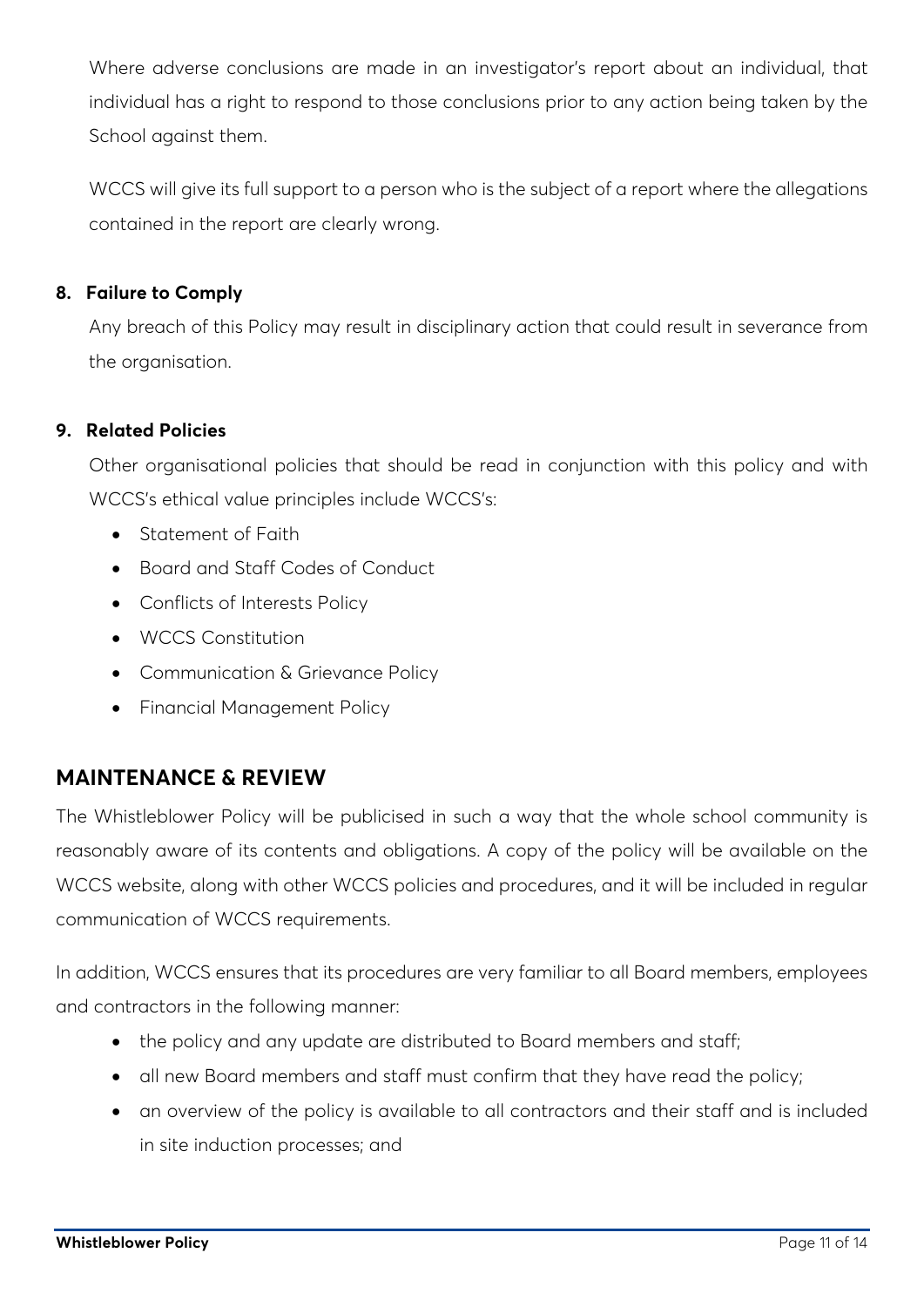Where adverse conclusions are made in an investigator's report about an individual, that individual has a right to respond to those conclusions prior to any action being taken by the School against them.

WCCS will give its full support to a person who is the subject of a report where the allegations contained in the report are clearly wrong.

### 8. Failure to Comply

Any breach of this Policy may result in disciplinary action that could result in severance from the organisation.

### 9. Related Policies

Other organisational policies that should be read in conjunction with this policy and with WCCS's ethical value principles include WCCS's:

- Statement of Faith
- Board and Staff Codes of Conduct
- Conflicts of Interests Policy
- WCCS Constitution
- Communication & Grievance Policy
- Financial Management Policy

## MAINTENANCE & REVIEW

The Whistleblower Policy will be publicised in such a way that the whole school community is reasonably aware of its contents and obligations. A copy of the policy will be available on the WCCS website, along with other WCCS policies and procedures, and it will be included in regular communication of WCCS requirements.

In addition, WCCS ensures that its procedures are very familiar to all Board members, employees and contractors in the following manner:

- the policy and any update are distributed to Board members and staff;
- all new Board members and staff must confirm that they have read the policy;
- an overview of the policy is available to all contractors and their staff and is included in site induction processes; and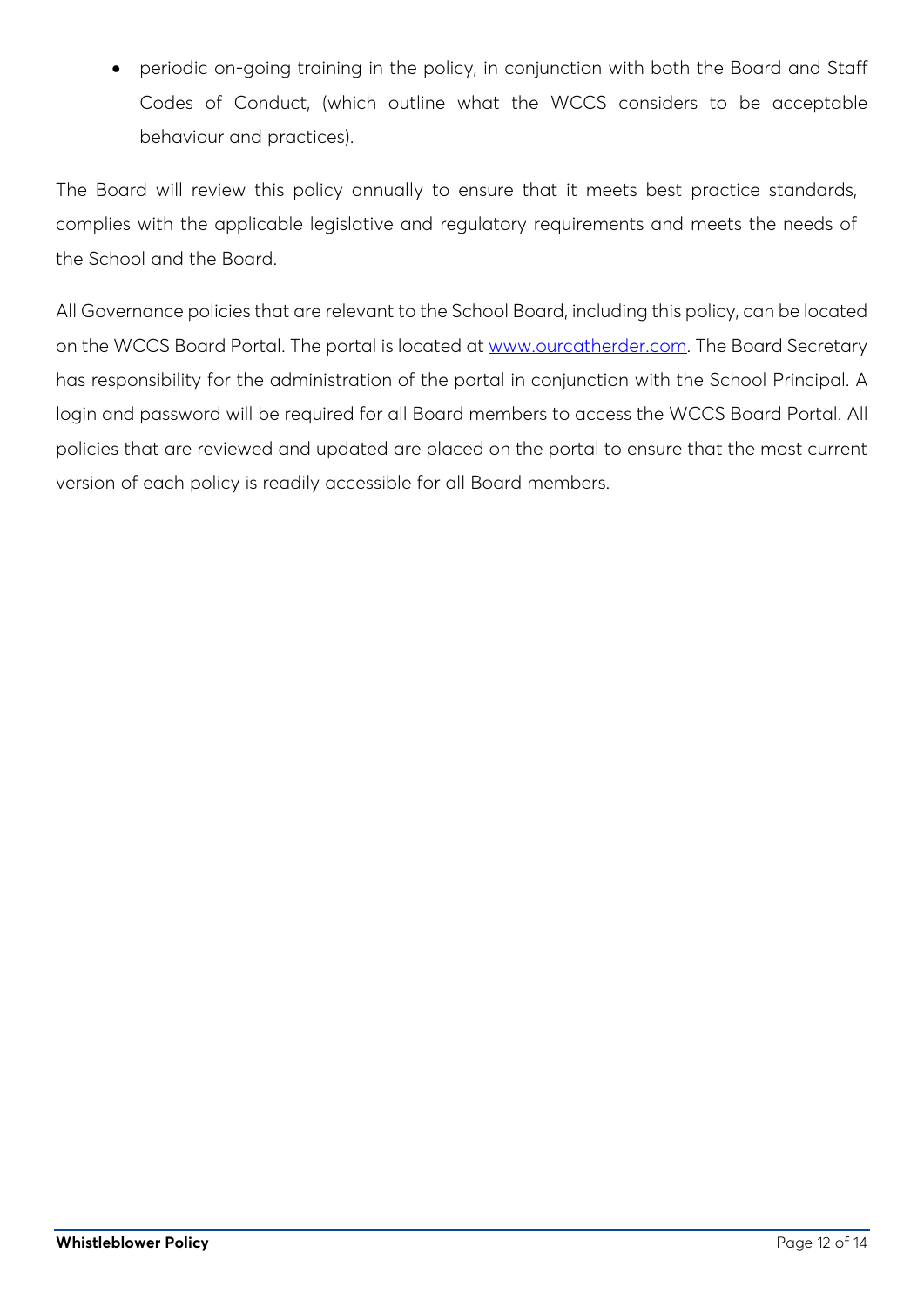- periodic on-going training in the policy, in conjunction with both the Board and Staff Codes of Conduct, (which outline what the WCCS considers to be acceptable behaviour and practices).

The Board will review this policy annually to ensure that it meets best practice standards, complies with the applicable legislative and regulatory requirements and meets the needs of the School and the Board.

All Governance policies that are relevant to the School Board, including this policy, can be located on the WCCS Board Portal. The portal is located at [www.ourcatherder.com](www.ourcatherder.com). The Board Secretary has responsibility for the administration of the portal in conjunction with the School Principal. A login and password will be required for all Board members to access the WCCS Board Portal. All policies that are reviewed and updated are placed on the portal to ensure that the most current version of each policy is readily accessible for all Board members.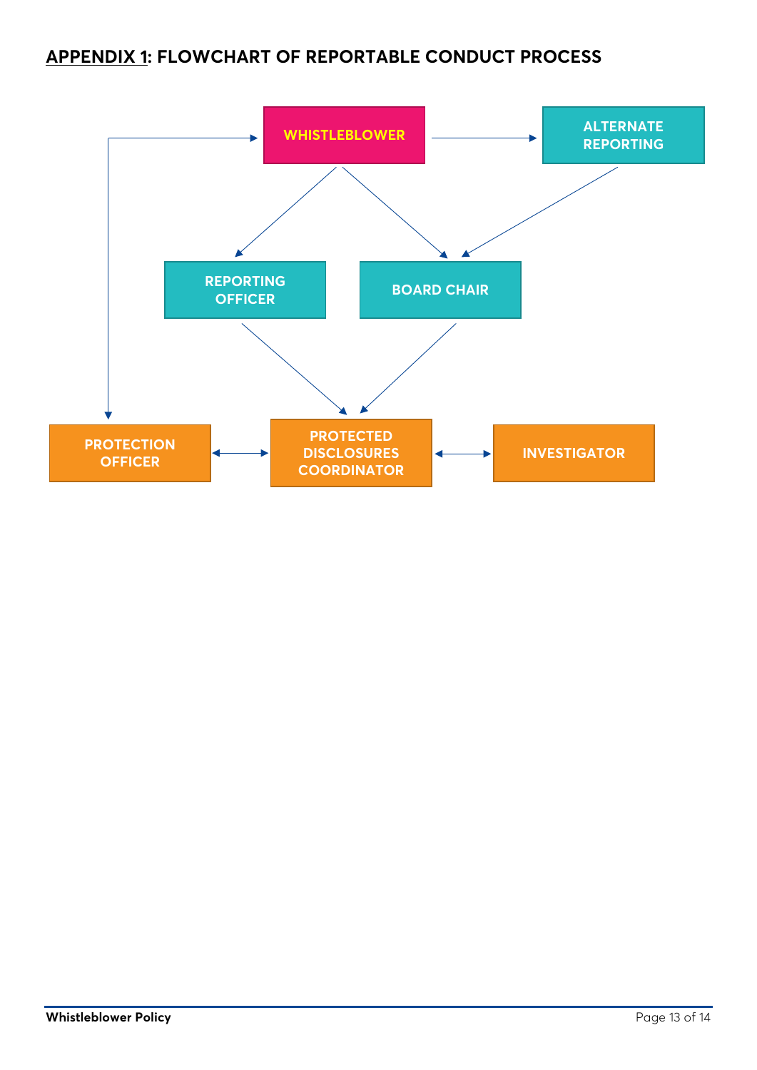## APPENDIX 1: FLOWCHART OF REPORTABLE CONDUCT PROCESS

WHISTLEBLOWER

ALTERNATE REPORTING

REPORTING OFFICER

BOARD CHAIR

PROTECTION OFFICER

PROTECTED DISCLOSURES COORDINATOR

INVESTIGATOR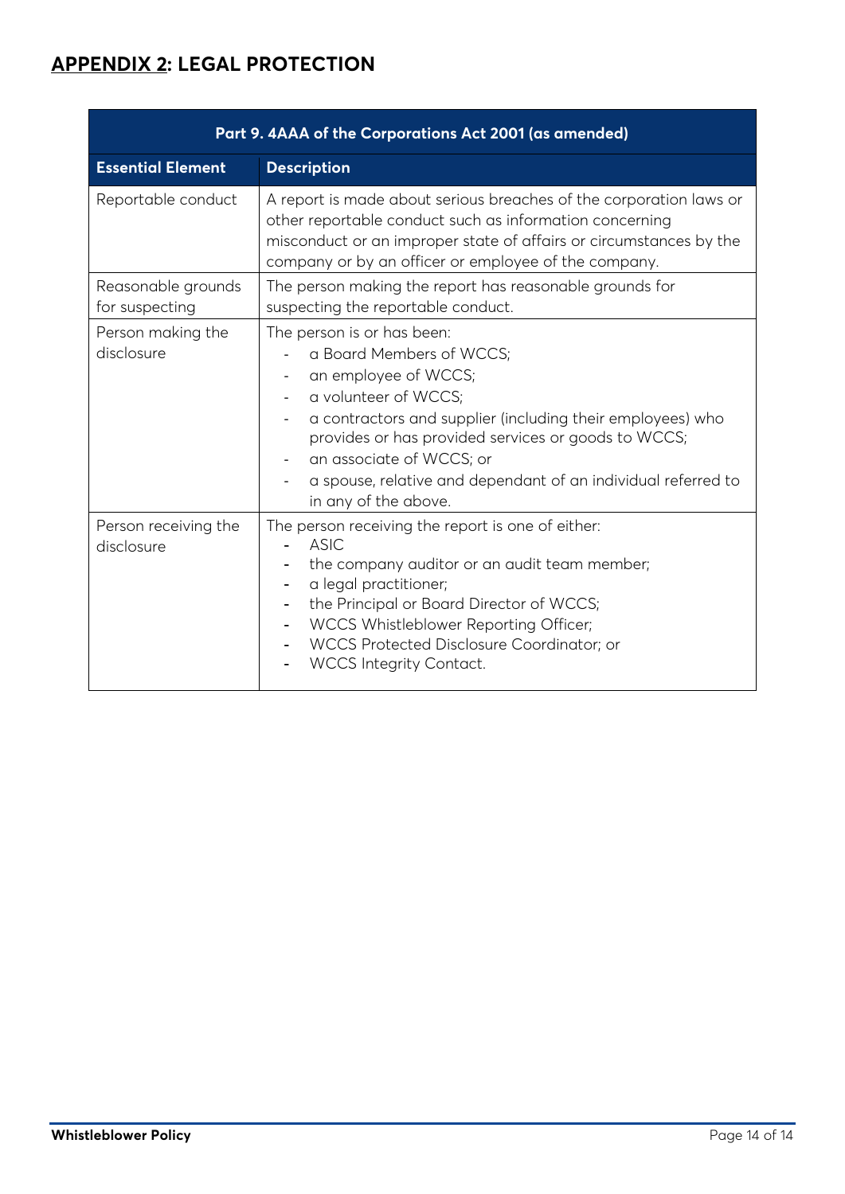## APPENDIX 2: LEGAL PROTECTION

| Part 9. 4AAA of the Corporations Act 2001 (as amended) | |
|---|---|
| **Essential Element** | **Description** |
| Reportable conduct | A report is made about serious breaches of the corporation laws or other reportable conduct such as information concerning misconduct or an improper state of affairs or circumstances by the company or by an officer or employee of the company. |
| Reasonable grounds for suspecting | The person making the report has reasonable grounds for suspecting the reportable conduct. |
| Person making the disclosure | The person is or has been:<br>- a Board Members of WCCS;<br>- an employee of WCCS;<br>- a volunteer of WCCS;<br>- a contractors and supplier (including their employees) who provides or has provided services or goods to WCCS;<br>- an associate of WCCS; or<br>- a spouse, relative and dependant of an individual referred to in any of the above. |
| Person receiving the disclosure | The person receiving the report is one of either:<br>- ASIC<br>- the company auditor or an audit team member;<br>- a legal practitioner;<br>- the Principal or Board Director of WCCS;<br>- WCCS Whistleblower Reporting Officer;<br>- WCCS Protected Disclosure Coordinator; or<br>- WCCS Integrity Contact. |